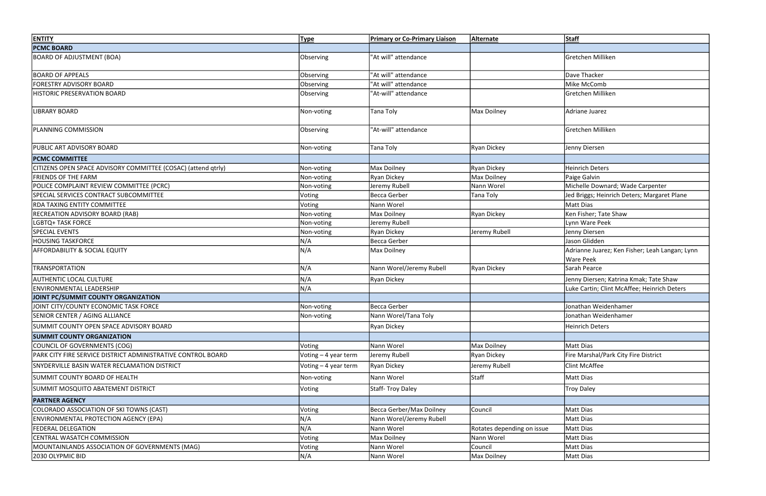| ENTITY | Type | Primary or Co-Primary Liaison | Alternate | Staff |
|---|---|---|---|---|
| **PCMC BOARD** | | | | |
| BOARD OF ADJUSTMENT (BOA) | Observing | "At will" attendance | | Gretchen Milliken |
| BOARD OF APPEALS | Observing | "At will" attendance | | Dave Thacker |
| FORESTRY ADVISORY BOARD | Observing | "At will" attendance | | Mike McComb |
| HISTORIC PRESERVATION BOARD | Observing | "At-will" attendance | | Gretchen Milliken |
| LIBRARY BOARD | Non-voting | Tana Toly | Max Doilney | Adriane Juarez |
| PLANNING COMMISSION | Observing | "At-will" attendance | | Gretchen Milliken |
| PUBLIC ART ADVISORY BOARD | Non-voting | Tana Toly | Ryan Dickey | Jenny Diersen |
| **PCMC COMMITTEE** | | | | |
| CITIZENS OPEN SPACE ADVISORY COMMITTEE (COSAC) (attend qtrly) | Non-voting | Max Doilney | Ryan Dickey | Heinrich Deters |
| FRIENDS OF THE FARM | Non-voting | Ryan Dickey | Max Doilney | Paige Galvin |
| POLICE COMPLAINT REVIEW COMMITTEE (PCRC) | Non-voting | Jeremy Rubell | Nann Worel | Michelle Downard; Wade Carpenter |
| SPECIAL SERVICES CONTRACT SUBCOMMITTEE | Voting | Becca Gerber | Tana Toly | Jed Briggs; Heinrich Deters; Margaret Plane |
| RDA TAXING ENTITY COMMITTEE | Voting | Nann Worel | | Matt Dias |
| RECREATION ADVISORY BOARD (RAB) | Non-voting | Max Doilney | Ryan Dickey | Ken Fisher; Tate Shaw |
| LGBTQ+ TASK FORCE | Non-voting | Jeremy Rubell | | Lynn Ware Peek |
| SPECIAL EVENTS | Non-voting | Ryan Dickey | Jeremy Rubell | Jenny Diersen |
| HOUSING TASKFORCE | N/A | Becca Gerber | | Jason Glidden |
| AFFORDABILITY & SOCIAL EQUITY | N/A | Max Doilney | | Adrianne Juarez; Ken Fisher; Leah Langan; Lynn Ware Peek |
| TRANSPORTATION | N/A | Nann Worel/Jeremy Rubell | Ryan Dickey | Sarah Pearce |
| AUTHENTIC LOCAL CULTURE | N/A | Ryan Dickey | | Jenny Diersen; Katrina Kmak; Tate Shaw |
| ENVIRONMENTAL LEADERSHIP | N/A | | | Luke Cartin; Clint McAffee; Heinrich Deters |
| **JOINT PC/SUMMIT COUNTY ORGANIZATION** | | | | |
| JOINT CITY/COUNTY ECONOMIC TASK FORCE | Non-voting | Becca Gerber | | Jonathan Weidenhamer |
| SENIOR CENTER / AGING ALLIANCE | Non-voting | Nann Worel/Tana Toly | | Jonathan Weidenhamer |
| SUMMIT COUNTY OPEN SPACE ADVISORY BOARD | | Ryan Dickey | | Heinrich Deters |
| **SUMMIT COUNTY ORGANIZATION** | | | | |
| COUNCIL OF GOVERNMENTS (COG) | Voting | Nann Worel | Max Doilney | Matt Dias |
| PARK CITY FIRE SERVICE DISTRICT ADMINISTRATIVE CONTROL BOARD | Voting – 4 year term | Jeremy Rubell | Ryan Dickey | Fire Marshal/Park City Fire District |
| SNYDERVILLE BASIN WATER RECLAMATION DISTRICT | Voting – 4 year term | Ryan Dickey | Jeremy Rubell | Clint McAffee |
| SUMMIT COUNTY BOARD OF HEALTH | Non-voting | Nann Worel | Staff | Matt Dias |
| SUMMIT MOSQUITO ABATEMENT DISTRICT | Voting | Staff- Troy Daley | | Troy Daley |
| **PARTNER AGENCY** | | | | |
| COLORADO ASSOCIATION OF SKI TOWNS (CAST) | Voting | Becca Gerber/Max Doilney | Council | Matt Dias |
| ENVIRONMENTAL PROTECTION AGENCY (EPA) | N/A | Nann Worel/Jeremy Rubell | | Matt Dias |
| FEDERAL DELEGATION | N/A | Nann Worel | Rotates depending on issue | Matt Dias |
| CENTRAL WASATCH COMMISSION | Voting | Max Doilney | Nann Worel | Matt Dias |
| MOUNTAINLANDS ASSOCIATION OF GOVERNMENTS (MAG) | Voting | Nann Worel | Council | Matt Dias |
| 2030 OLYPMIC BID | N/A | Nann Worel | Max Doilney | Matt Dias |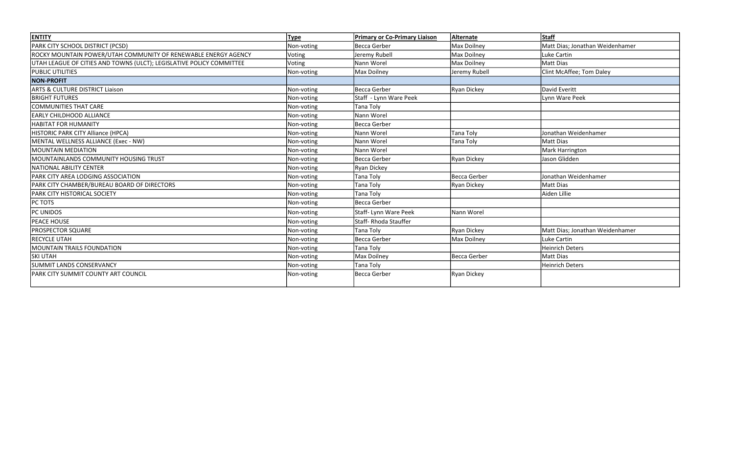| ENTITY | Type | Primary or Co-Primary Liaison | Alternate | Staff |
|---|---|---|---|---|
| PARK CITY SCHOOL DISTRICT (PCSD) | Non-voting | Becca Gerber | Max Doilney | Matt Dias; Jonathan Weidenhamer |
| ROCKY MOUNTAIN POWER/UTAH COMMUNITY OF RENEWABLE ENERGY AGENCY | Voting | Jeremy Rubell | Max Doilney | Luke Cartin |
| UTAH LEAGUE OF CITIES AND TOWNS (ULCT); LEGISLATIVE POLICY COMMITTEE | Voting | Nann Worel | Max Doilney | Matt Dias |
| PUBLIC UTILITIES | Non-voting | Max Doilney | Jeremy Rubell | Clint McAffee; Tom Daley |
| **NON-PROFIT** | | | | |
| ARTS & CULTURE DISTRICT Liaison | Non-voting | Becca Gerber | Ryan Dickey | David Everitt |
| BRIGHT FUTURES | Non-voting | Staff - Lynn Ware Peek | | Lynn Ware Peek |
| COMMUNITIES THAT CARE | Non-voting | Tana Toly | | |
| EARLY CHILDHOOD ALLIANCE | Non-voting | Nann Worel | | |
| HABITAT FOR HUMANITY | Non-voting | Becca Gerber | | |
| HISTORIC PARK CITY Alliance (HPCA) | Non-voting | Nann Worel | Tana Toly | Jonathan Weidenhamer |
| MENTAL WELLNESS ALLIANCE (Exec - NW) | Non-voting | Nann Worel | Tana Toly | Matt Dias |
| MOUNTAIN MEDIATION | Non-voting | Nann Worel | | Mark Harrington |
| MOUNTAINLANDS COMMUNITY HOUSING TRUST | Non-voting | Becca Gerber | Ryan Dickey | Jason Glidden |
| NATIONAL ABILITY CENTER | Non-voting | Ryan Dickey | | |
| PARK CITY AREA LODGING ASSOCIATION | Non-voting | Tana Toly | Becca Gerber | Jonathan Weidenhamer |
| PARK CITY CHAMBER/BUREAU BOARD OF DIRECTORS | Non-voting | Tana Toly | Ryan Dickey | Matt Dias |
| PARK CITY HISTORICAL SOCIETY | Non-voting | Tana Toly | | Aiden Lillie |
| PC TOTS | Non-voting | Becca Gerber | | |
| PC UNIDOS | Non-voting | Staff- Lynn Ware Peek | Nann Worel | |
| PEACE HOUSE | Non-voting | Staff- Rhoda Stauffer | | |
| PROSPECTOR SQUARE | Non-voting | Tana Toly | Ryan Dickey | Matt Dias; Jonathan Weidenhamer |
| RECYCLE UTAH | Non-voting | Becca Gerber | Max Doilney | Luke Cartin |
| MOUNTAIN TRAILS FOUNDATION | Non-voting | Tana Toly | | Heinrich Deters |
| SKI UTAH | Non-voting | Max Doilney | Becca Gerber | Matt Dias |
| SUMMIT LANDS CONSERVANCY | Non-voting | Tana Toly | | Heinrich Deters |
| PARK CITY SUMMIT COUNTY ART COUNCIL | Non-voting | Becca Gerber | Ryan Dickey | |